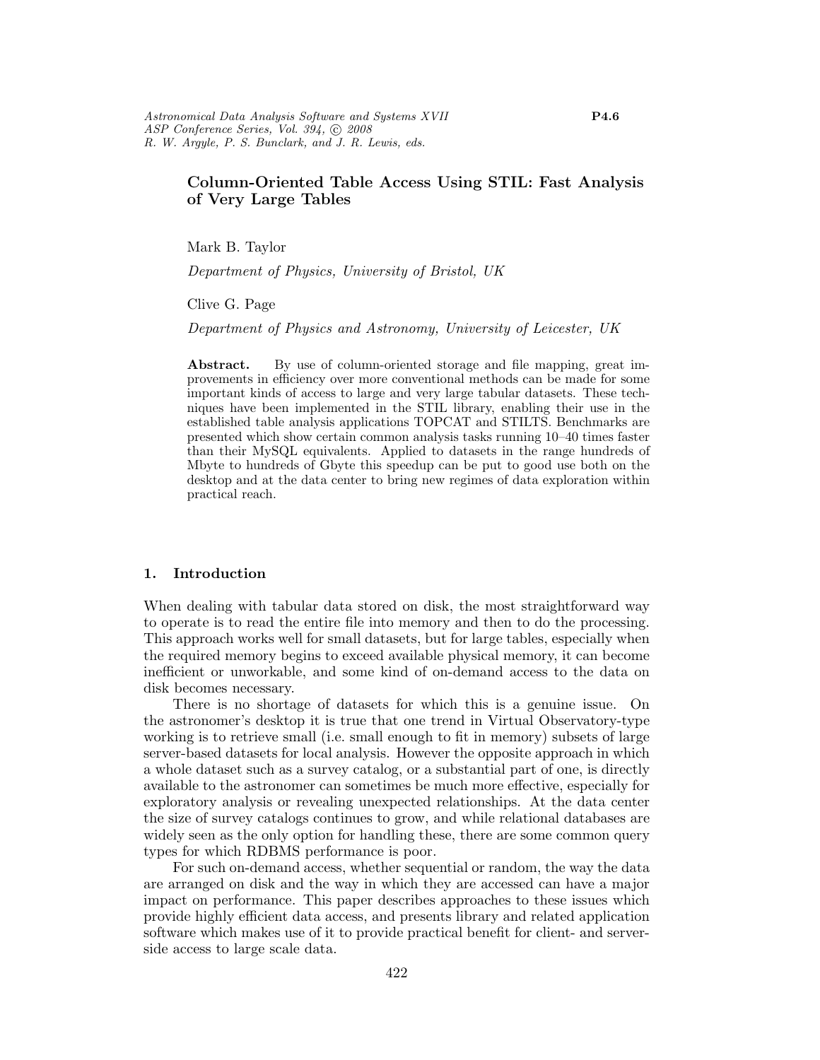# Column-Oriented Table Access Using STIL: Fast Analysis of Very Large Tables

Mark B. Taylor

*Department of Physics, University of Bristol, UK*

Clive G. Page

*Department of Physics and Astronomy, University of Leicester, UK*

**Abstract.** By use of column-oriented storage and file mapping, great improvements in efficiency over more conventional methods can be made for some important kinds of access to large and very large tabular datasets. These techniques have been implemented in the STIL library, enabling their use in the established table analysis applications TOPCAT and STILTS. Benchmarks are presented which show certain common analysis tasks running 10–40 times faster than their MySQL equivalents. Applied to datasets in the range hundreds of Mbyte to hundreds of Gbyte this speedup can be put to good use both on the desktop and at the data center to bring new regimes of data exploration within practical reach.

## 1. Introduction

When dealing with tabular data stored on disk, the most straightforward way to operate is to read the entire file into memory and then to do the processing. This approach works well for small datasets, but for large tables, especially when the required memory begins to exceed available physical memory, it can become inefficient or unworkable, and some kind of on-demand access to the data on disk becomes necessary.

There is no shortage of datasets for which this is a genuine issue. On the astronomer's desktop it is true that one trend in Virtual Observatory-type working is to retrieve small (i.e. small enough to fit in memory) subsets of large server-based datasets for local analysis. However the opposite approach in which a whole dataset such as a survey catalog, or a substantial part of one, is directly available to the astronomer can sometimes be much more effective, especially for exploratory analysis or revealing unexpected relationships. At the data center the size of survey catalogs continues to grow, and while relational databases are widely seen as the only option for handling these, there are some common query types for which RDBMS performance is poor.

For such on-demand access, whether sequential or random, the way the data are arranged on disk and the way in which they are accessed can have a major impact on performance. This paper describes approaches to these issues which provide highly efficient data access, and presents library and related application software which makes use of it to provide practical benefit for client- and server-side access to large scale data.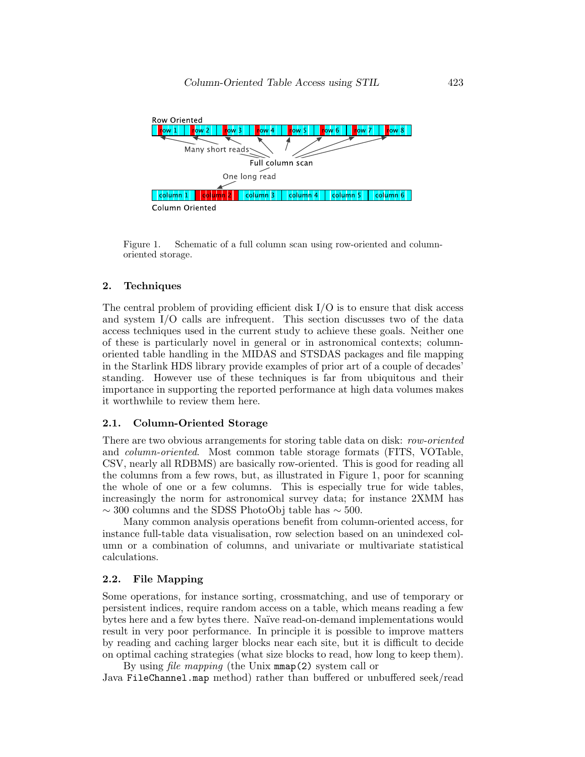Figure 1. Schematic of a full column scan using row-oriented and column-oriented storage.

## 2. Techniques

The central problem of providing efficient disk I/O is to ensure that disk access and system I/O calls are infrequent. This section discusses two of the data access techniques used in the current study to achieve these goals. Neither one of these is particularly novel in general or in astronomical contexts; column-oriented table handling in the MIDAS and STSDAS packages and file mapping in the Starlink HDS library provide examples of prior art of a couple of decades' standing. However use of these techniques is far from ubiquitous and their importance in supporting the reported performance at high data volumes makes it worthwhile to review them here.

### 2.1. Column-Oriented Storage

There are two obvious arrangements for storing table data on disk: *row-oriented* and *column-oriented*. Most common table storage formats (FITS, VOTable, CSV, nearly all RDBMS) are basically row-oriented. This is good for reading all the columns from a few rows, but, as illustrated in Figure 1, poor for scanning the whole of one or a few columns. This is especially true for wide tables, increasingly the norm for astronomical survey data; for instance 2XMM has $\sim 300$ columns and the SDSS PhotoObj table has $\sim 500$.

Many common analysis operations benefit from column-oriented access, for instance full-table data visualisation, row selection based on an unindexed column or a combination of columns, and univariate or multivariate statistical calculations.

### 2.2. File Mapping

Some operations, for instance sorting, crossmatching, and use of temporary or persistent indices, require random access on a table, which means reading a few bytes here and a few bytes there. Naïve read-on-demand implementations would result in very poor performance. In principle it is possible to improve matters by reading and caching larger blocks near each site, but it is difficult to decide on optimal caching strategies (what size blocks to read, how long to keep them).

By using *file mapping* (the Unix `mmap(2)` system call or Java `FileChannel.map` method) rather than buffered or unbuffered seek/read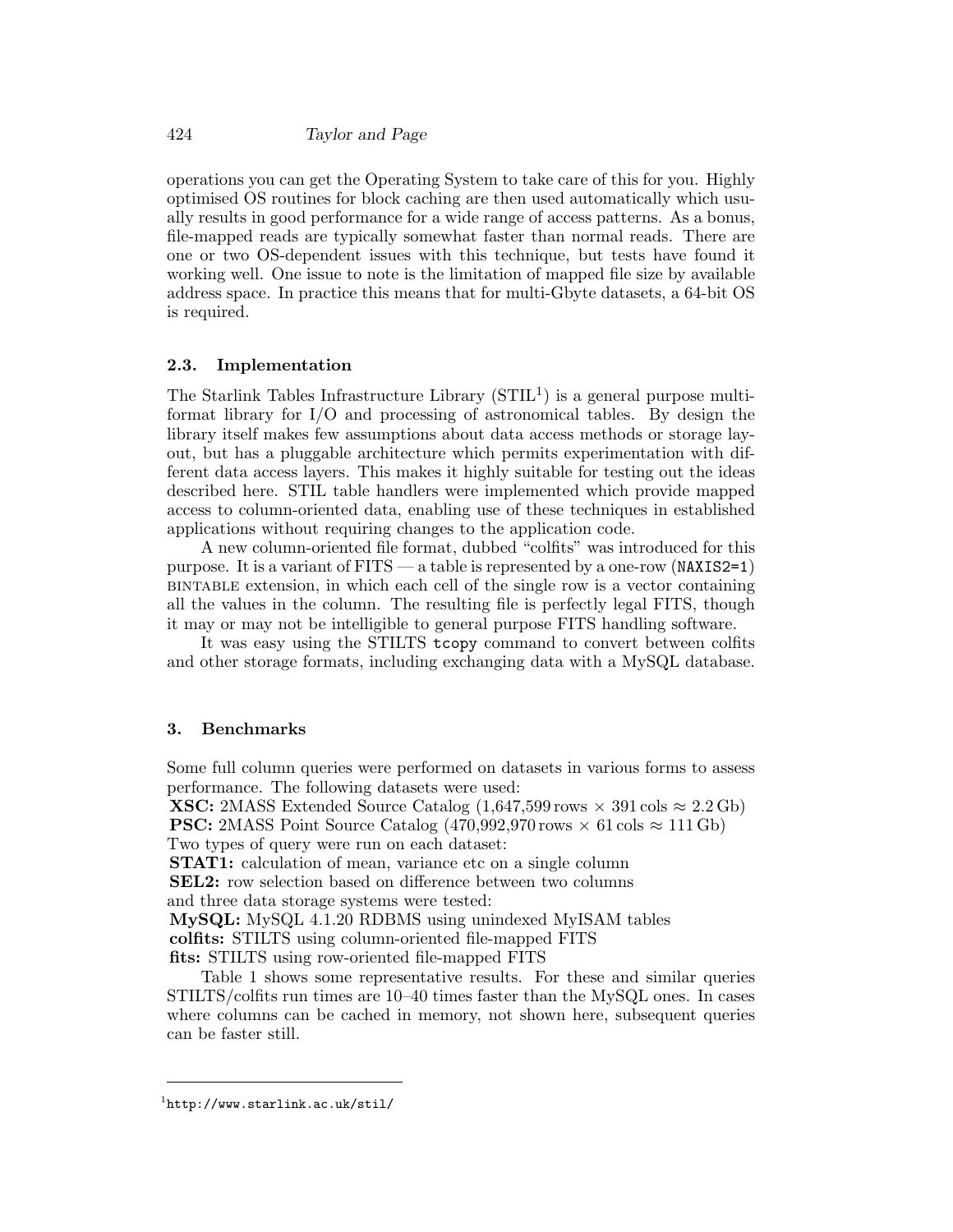operations you can get the Operating System to take care of this for you. Highly optimised OS routines for block caching are then used automatically which usually results in good performance for a wide range of access patterns. As a bonus, file-mapped reads are typically somewhat faster than normal reads. There are one or two OS-dependent issues with this technique, but tests have found it working well. One issue to note is the limitation of mapped file size by available address space. In practice this means that for multi-Gbyte datasets, a 64-bit OS is required.

### 2.3. Implementation

The Starlink Tables Infrastructure Library (STIL[1]) is a general purpose multi-format library for I/O and processing of astronomical tables. By design the library itself makes few assumptions about data access methods or storage layout, but has a pluggable architecture which permits experimentation with different data access layers. This makes it highly suitable for testing out the ideas described here. STIL table handlers were implemented which provide mapped access to column-oriented data, enabling use of these techniques in established applications without requiring changes to the application code.

A new column-oriented file format, dubbed "colfits" was introduced for this purpose. It is a variant of FITS — a table is represented by a one-row (`NAXIS2=1`) BINTABLE extension, in which each cell of the single row is a vector containing all the values in the column. The resulting file is perfectly legal FITS, though it may or may not be intelligible to general purpose FITS handling software.

It was easy using the STILTS `tcopy` command to convert between colfits and other storage formats, including exchanging data with a MySQL database.

## 3. Benchmarks

Some full column queries were performed on datasets in various forms to assess performance. The following datasets were used:
**XSC:** 2MASS Extended Source Catalog (1,647,599 rows × 391 cols ≈ 2.2 Gb)
**PSC:** 2MASS Point Source Catalog (470,992,970 rows × 61 cols ≈ 111 Gb)
Two types of query were run on each dataset:
**STAT1:** calculation of mean, variance etc on a single column
**SEL2:** row selection based on difference between two columns
and three data storage systems were tested:
**MySQL:** MySQL 4.1.20 RDBMS using unindexed MyISAM tables
**colfits:** STILTS using column-oriented file-mapped FITS
**fits:** STILTS using row-oriented file-mapped FITS

Table 1 shows some representative results. For these and similar queries STILTS/colfits run times are 10–40 times faster than the MySQL ones. In cases where columns can be cached in memory, not shown here, subsequent queries can be faster still.

[1] http://www.starlink.ac.uk/stil/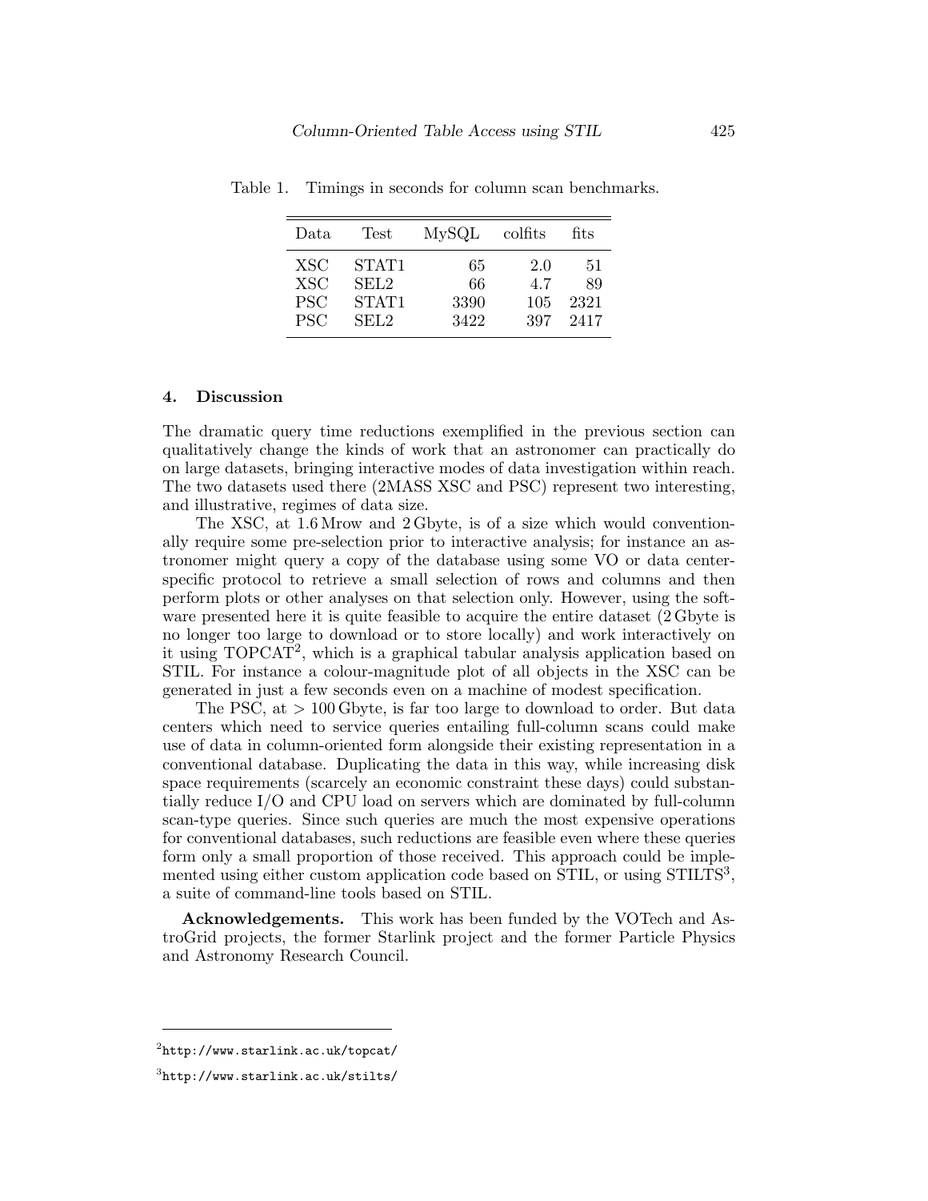Table 1. Timings in seconds for column scan benchmarks.

| Data | Test | MySQL | colfits | fits |
|---|---|---|---|---|
| XSC | STAT1 | 65 | 2.0 | 51 |
| XSC | SEL2 | 66 | 4.7 | 89 |
| PSC | STAT1 | 3390 | 105 | 2321 |
| PSC | SEL2 | 3422 | 397 | 2417 |

## 4. Discussion

The dramatic query time reductions exemplified in the previous section can qualitatively change the kinds of work that an astronomer can practically do on large datasets, bringing interactive modes of data investigation within reach. The two datasets used there (2MASS XSC and PSC) represent two interesting, and illustrative, regimes of data size.

The XSC, at 1.6 Mrow and 2 Gbyte, is of a size which would conventionally require some pre-selection prior to interactive analysis; for instance an astronomer might query a copy of the database using some VO or data center-specific protocol to retrieve a small selection of rows and columns and then perform plots or other analyses on that selection only. However, using the software presented here it is quite feasible to acquire the entire dataset (2 Gbyte is no longer too large to download or to store locally) and work interactively on it using TOPCAT[2], which is a graphical tabular analysis application based on STIL. For instance a colour-magnitude plot of all objects in the XSC can be generated in just a few seconds even on a machine of modest specification.

The PSC, at $>100$ Gbyte, is far too large to download to order. But data centers which need to service queries entailing full-column scans could make use of data in column-oriented form alongside their existing representation in a conventional database. Duplicating the data in this way, while increasing disk space requirements (scarcely an economic constraint these days) could substantially reduce I/O and CPU load on servers which are dominated by full-column scan-type queries. Since such queries are much the most expensive operations for conventional databases, such reductions are feasible even where these queries form only a small proportion of those received. This approach could be implemented using either custom application code based on STIL, or using STILTS[3], a suite of command-line tools based on STIL.

**Acknowledgements.** This work has been funded by the VOTech and AstroGrid projects, the former Starlink project and the former Particle Physics and Astronomy Research Council.

---

[2] http://www.starlink.ac.uk/topcat/

[3] http://www.starlink.ac.uk/stilts/